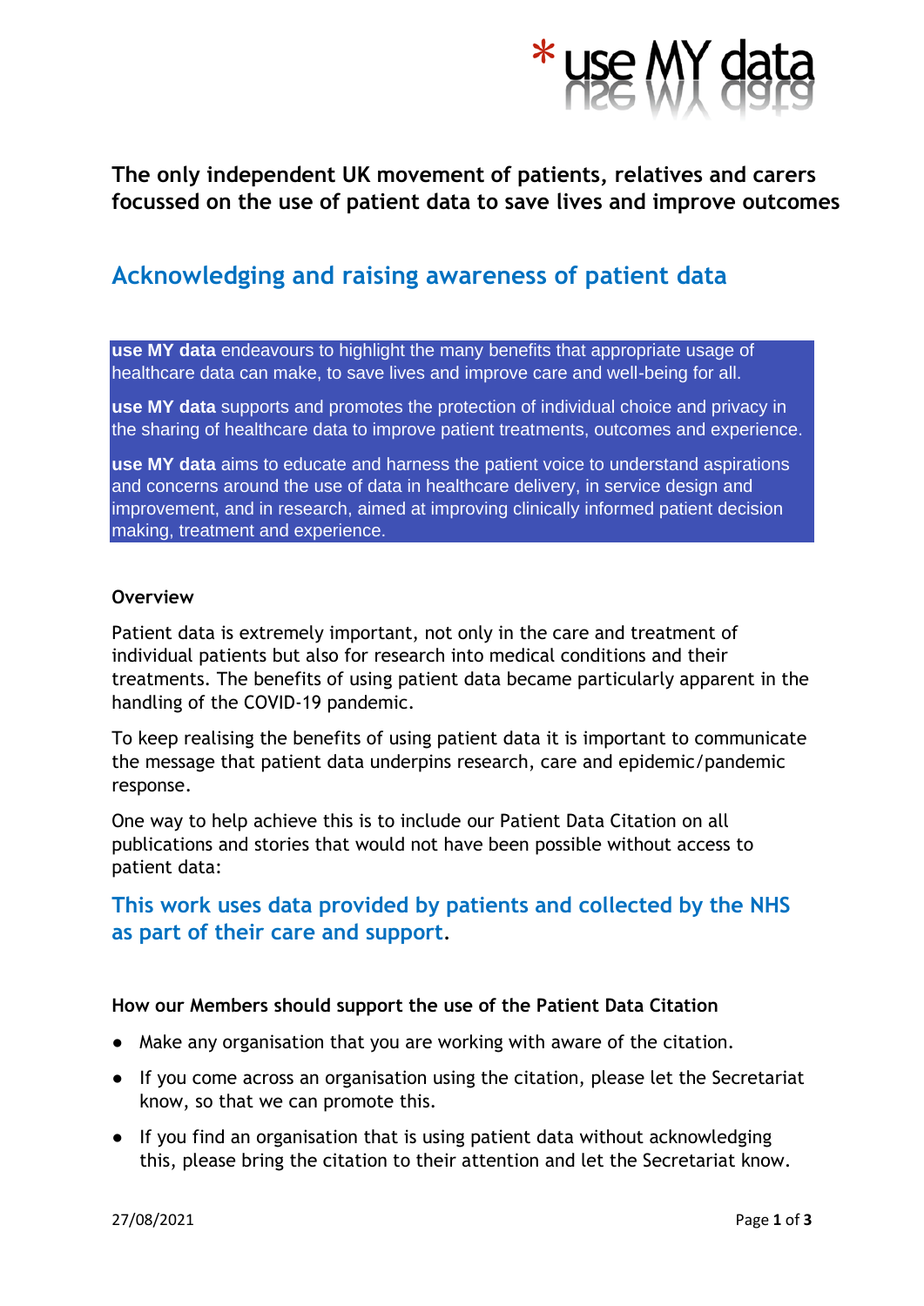\* use MY data

**The only independent UK movement of patients, relatives and carers focussed on the use of patient data to save lives and improve outcomes**

## Acknowledging and raising awareness of patient data

**use MY data** endeavours to highlight the many benefits that appropriate usage of healthcare data can make, to save lives and improve care and well-being for all.

**use MY data** supports and promotes the protection of individual choice and privacy in the sharing of healthcare data to improve patient treatments, outcomes and experience.

**use MY data** aims to educate and harness the patient voice to understand aspirations and concerns around the use of data in healthcare delivery, in service design and improvement, and in research, aimed at improving clinically informed patient decision making, treatment and experience.

### Overview

Patient data is extremely important, not only in the care and treatment of individual patients but also for research into medical conditions and their treatments. The benefits of using patient data became particularly apparent in the handling of the COVID-19 pandemic.

To keep realising the benefits of using patient data it is important to communicate the message that patient data underpins research, care and epidemic/pandemic response.

One way to help achieve this is to include our Patient Data Citation on all publications and stories that would not have been possible without access to patient data:

**This work uses data provided by patients and collected by the NHS as part of their care and support.**

### How our Members should support the use of the Patient Data Citation

- Make any organisation that you are working with aware of the citation.
- If you come across an organisation using the citation, please let the Secretariat know, so that we can promote this.
- If you find an organisation that is using patient data without acknowledging this, please bring the citation to their attention and let the Secretariat know.

27/08/2021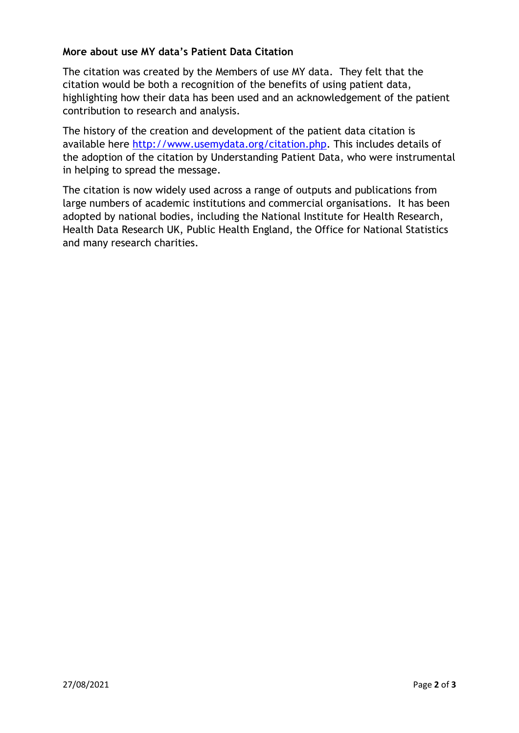**More about use MY data's Patient Data Citation**

The citation was created by the Members of use MY data. They felt that the citation would be both a recognition of the benefits of using patient data, highlighting how their data has been used and an acknowledgement of the patient contribution to research and analysis.

The history of the creation and development of the patient data citation is available here [http://www.usemydata.org/citation.php](http://www.usemydata.org/citation.php). This includes details of the adoption of the citation by Understanding Patient Data, who were instrumental in helping to spread the message.

The citation is now widely used across a range of outputs and publications from large numbers of academic institutions and commercial organisations. It has been adopted by national bodies, including the National Institute for Health Research, Health Data Research UK, Public Health England, the Office for National Statistics and many research charities.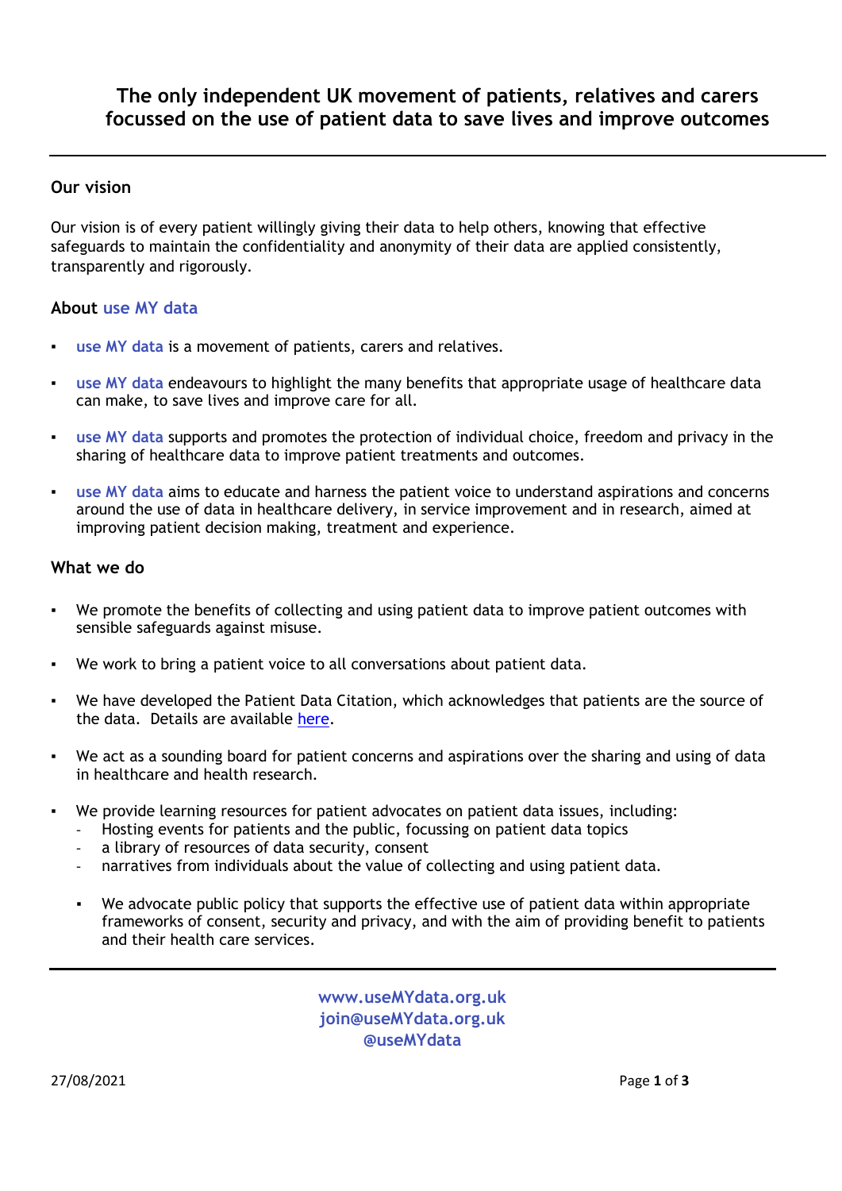## The only independent UK movement of patients, relatives and carers focussed on the use of patient data to save lives and improve outcomes

### Our vision

Our vision is of every patient willingly giving their data to help others, knowing that effective safeguards to maintain the confidentiality and anonymity of their data are applied consistently, transparently and rigorously.

### About use MY data

- **use MY data** is a movement of patients, carers and relatives.
- **use MY data** endeavours to highlight the many benefits that appropriate usage of healthcare data can make, to save lives and improve care for all.
- **use MY data** supports and promotes the protection of individual choice, freedom and privacy in the sharing of healthcare data to improve patient treatments and outcomes.
- **use MY data** aims to educate and harness the patient voice to understand aspirations and concerns around the use of data in healthcare delivery, in service improvement and in research, aimed at improving patient decision making, treatment and experience.

### What we do

- We promote the benefits of collecting and using patient data to improve patient outcomes with sensible safeguards against misuse.
- We work to bring a patient voice to all conversations about patient data.
- We have developed the Patient Data Citation, which acknowledges that patients are the source of the data. Details are available here.
- We act as a sounding board for patient concerns and aspirations over the sharing and using of data in healthcare and health research.
- We provide learning resources for patient advocates on patient data issues, including:
  - Hosting events for patients and the public, focussing on patient data topics
  - a library of resources of data security, consent
  - narratives from individuals about the value of collecting and using patient data.
  - We advocate public policy that supports the effective use of patient data within appropriate frameworks of consent, security and privacy, and with the aim of providing benefit to patients and their health care services.

---

**www.useMYdata.org.uk**
**join@useMYdata.org.uk**
**@useMYdata**

27/08/2021